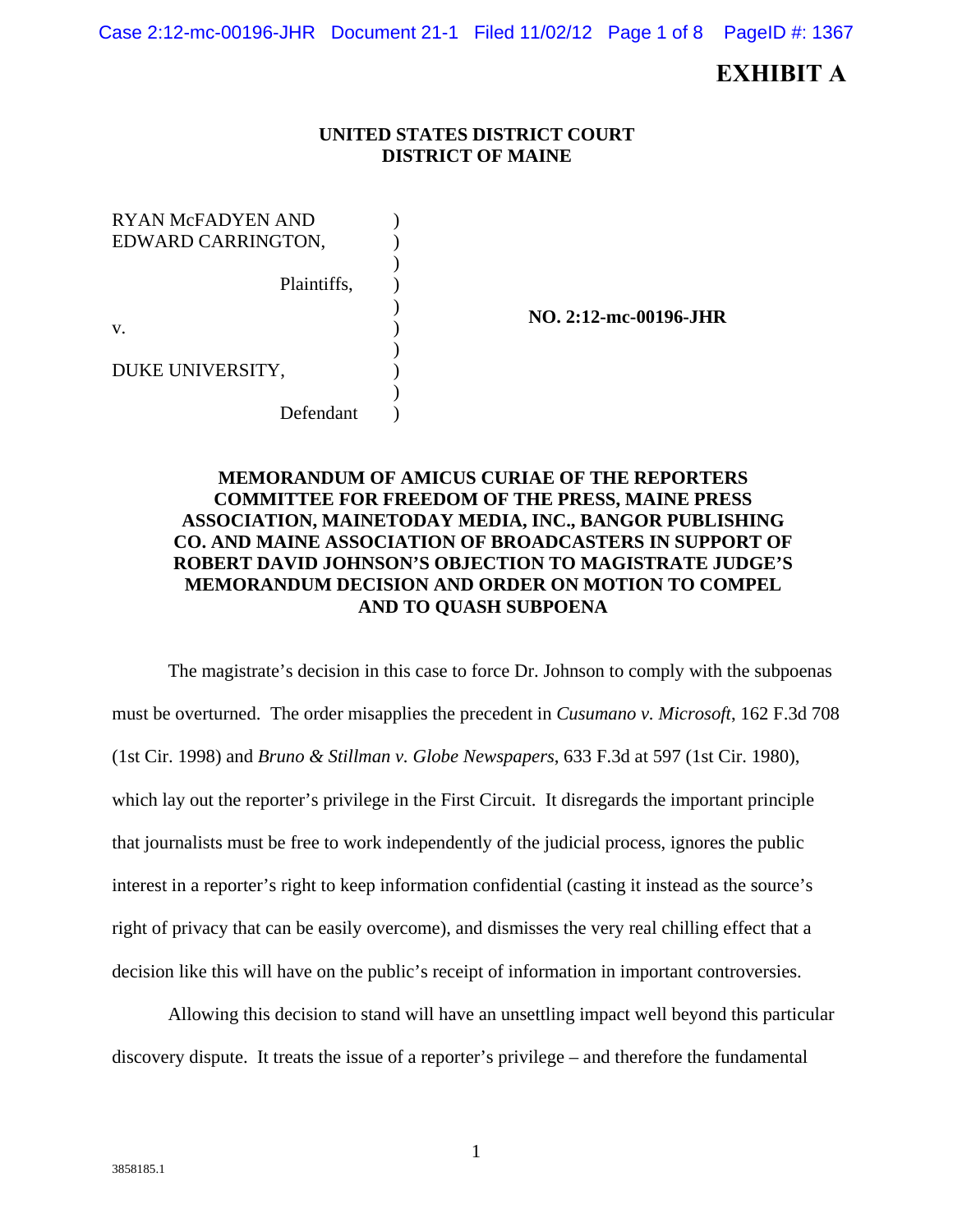**EXHIBIT A**

**UNITED STATES DISTRICT COURT**
**DISTRICT OF MAINE**

| | | |
|---|---|---|
| RYAN McFADYEN AND EDWARD CARRINGTON, | ) | |
| Plaintiffs, | ) | **NO. 2:12-mc-00196-JHR** |
| v. | ) | |
| DUKE UNIVERSITY, | ) | |
| Defendant | ) | |

**MEMORANDUM OF AMICUS CURIAE OF THE REPORTERS COMMITTEE FOR FREEDOM OF THE PRESS, MAINE PRESS ASSOCIATION, MAINETODAY MEDIA, INC., BANGOR PUBLISHING CO. AND MAINE ASSOCIATION OF BROADCASTERS IN SUPPORT OF ROBERT DAVID JOHNSON'S OBJECTION TO MAGISTRATE JUDGE'S MEMORANDUM DECISION AND ORDER ON MOTION TO COMPEL AND TO QUASH SUBPOENA**

The magistrate's decision in this case to force Dr. Johnson to comply with the subpoenas must be overturned. The order misapplies the precedent in *Cusumano v. Microsoft*, 162 F.3d 708 (1st Cir. 1998) and *Bruno & Stillman v. Globe Newspapers*, 633 F.3d at 597 (1st Cir. 1980), which lay out the reporter's privilege in the First Circuit. It disregards the important principle that journalists must be free to work independently of the judicial process, ignores the public interest in a reporter's right to keep information confidential (casting it instead as the source's right of privacy that can be easily overcome), and dismisses the very real chilling effect that a decision like this will have on the public's receipt of information in important controversies.

Allowing this decision to stand will have an unsettling impact well beyond this particular discovery dispute. It treats the issue of a reporter's privilege – and therefore the fundamental

3858185.1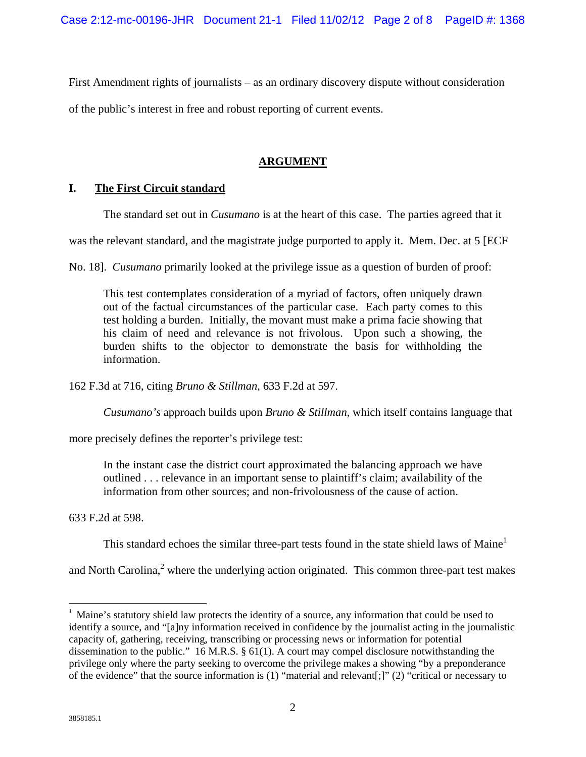First Amendment rights of journalists – as an ordinary discovery dispute without consideration of the public's interest in free and robust reporting of current events.

## ARGUMENT

### I. The First Circuit standard

The standard set out in *Cusumano* is at the heart of this case. The parties agreed that it was the relevant standard, and the magistrate judge purported to apply it. Mem. Dec. at 5 [ECF No. 18]. *Cusumano* primarily looked at the privilege issue as a question of burden of proof:

> This test contemplates consideration of a myriad of factors, often uniquely drawn out of the factual circumstances of the particular case. Each party comes to this test holding a burden. Initially, the movant must make a prima facie showing that his claim of need and relevance is not frivolous. Upon such a showing, the burden shifts to the objector to demonstrate the basis for withholding the information.

162 F.3d at 716, citing *Bruno & Stillman*, 633 F.2d at 597.

*Cusumano's* approach builds upon *Bruno & Stillman*, which itself contains language that more precisely defines the reporter's privilege test:

> In the instant case the district court approximated the balancing approach we have outlined . . . relevance in an important sense to plaintiff's claim; availability of the information from other sources; and non-frivolousness of the cause of action.

633 F.2d at 598.

This standard echoes the similar three-part tests found in the state shield laws of Maine[1] and North Carolina,[2] where the underlying action originated. This common three-part test makes

---

[1] Maine's statutory shield law protects the identity of a source, any information that could be used to identify a source, and "[a]ny information received in confidence by the journalist acting in the journalistic capacity of, gathering, receiving, transcribing or processing news or information for potential dissemination to the public." 16 M.R.S. § 61(1). A court may compel disclosure notwithstanding the privilege only where the party seeking to overcome the privilege makes a showing "by a preponderance of the evidence" that the source information is (1) "material and relevant[;]" (2) "critical or necessary to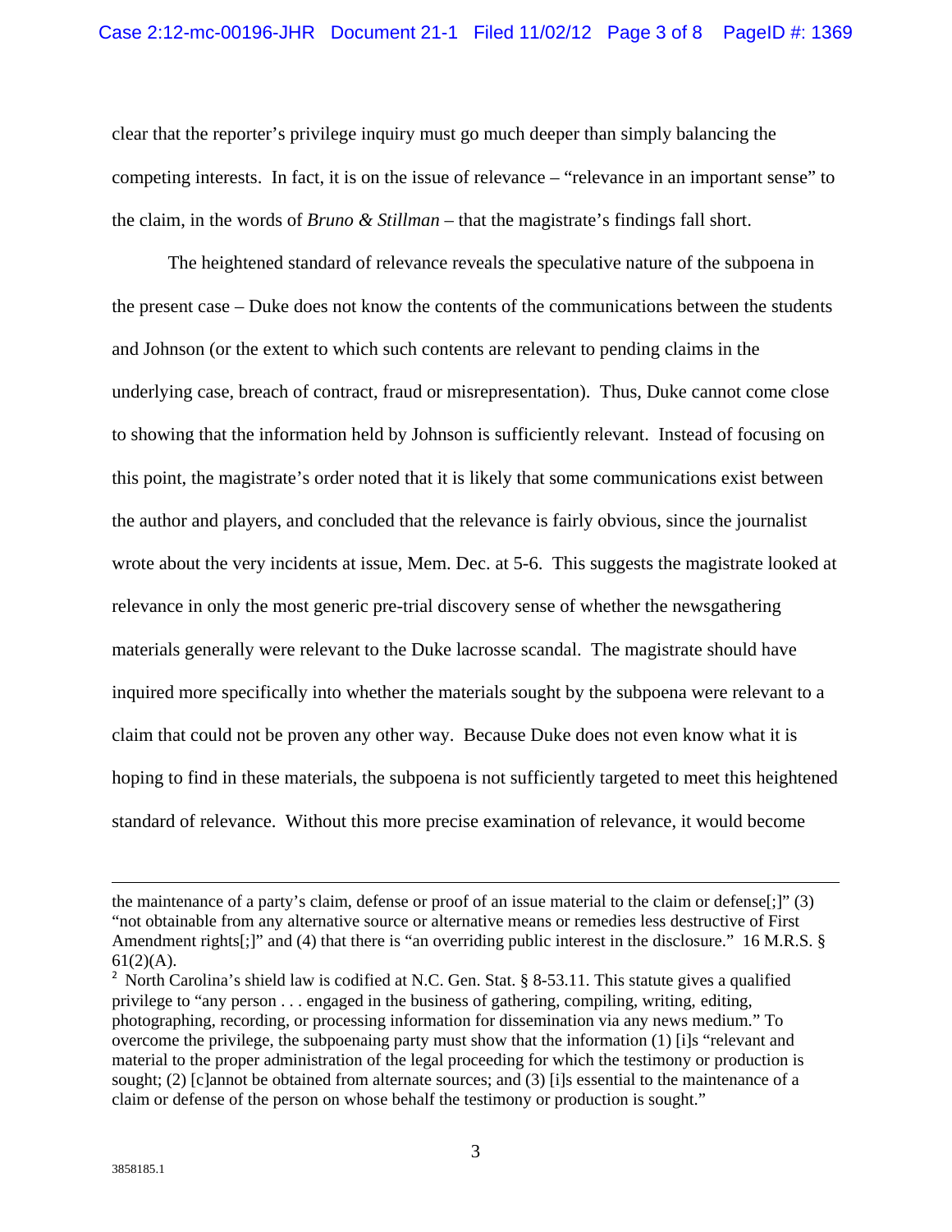clear that the reporter's privilege inquiry must go much deeper than simply balancing the competing interests. In fact, it is on the issue of relevance – "relevance in an important sense" to the claim, in the words of *Bruno & Stillman* – that the magistrate's findings fall short.

The heightened standard of relevance reveals the speculative nature of the subpoena in the present case – Duke does not know the contents of the communications between the students and Johnson (or the extent to which such contents are relevant to pending claims in the underlying case, breach of contract, fraud or misrepresentation). Thus, Duke cannot come close to showing that the information held by Johnson is sufficiently relevant. Instead of focusing on this point, the magistrate's order noted that it is likely that some communications exist between the author and players, and concluded that the relevance is fairly obvious, since the journalist wrote about the very incidents at issue, Mem. Dec. at 5-6. This suggests the magistrate looked at relevance in only the most generic pre-trial discovery sense of whether the newsgathering materials generally were relevant to the Duke lacrosse scandal. The magistrate should have inquired more specifically into whether the materials sought by the subpoena were relevant to a claim that could not be proven any other way. Because Duke does not even know what it is hoping to find in these materials, the subpoena is not sufficiently targeted to meet this heightened standard of relevance. Without this more precise examination of relevance, it would become

---

the maintenance of a party's claim, defense or proof of an issue material to the claim or defense[;]" (3) "not obtainable from any alternative source or alternative means or remedies less destructive of First Amendment rights[;]" and (4) that there is "an overriding public interest in the disclosure." 16 M.R.S. § 61(2)(A).

[2] North Carolina's shield law is codified at N.C. Gen. Stat. § 8-53.11. This statute gives a qualified privilege to "any person . . . engaged in the business of gathering, compiling, writing, editing, photographing, recording, or processing information for dissemination via any news medium." To overcome the privilege, the subpoenaing party must show that the information (1) [i]s "relevant and material to the proper administration of the legal proceeding for which the testimony or production is sought; (2) [c]annot be obtained from alternate sources; and (3) [i]s essential to the maintenance of a claim or defense of the person on whose behalf the testimony or production is sought."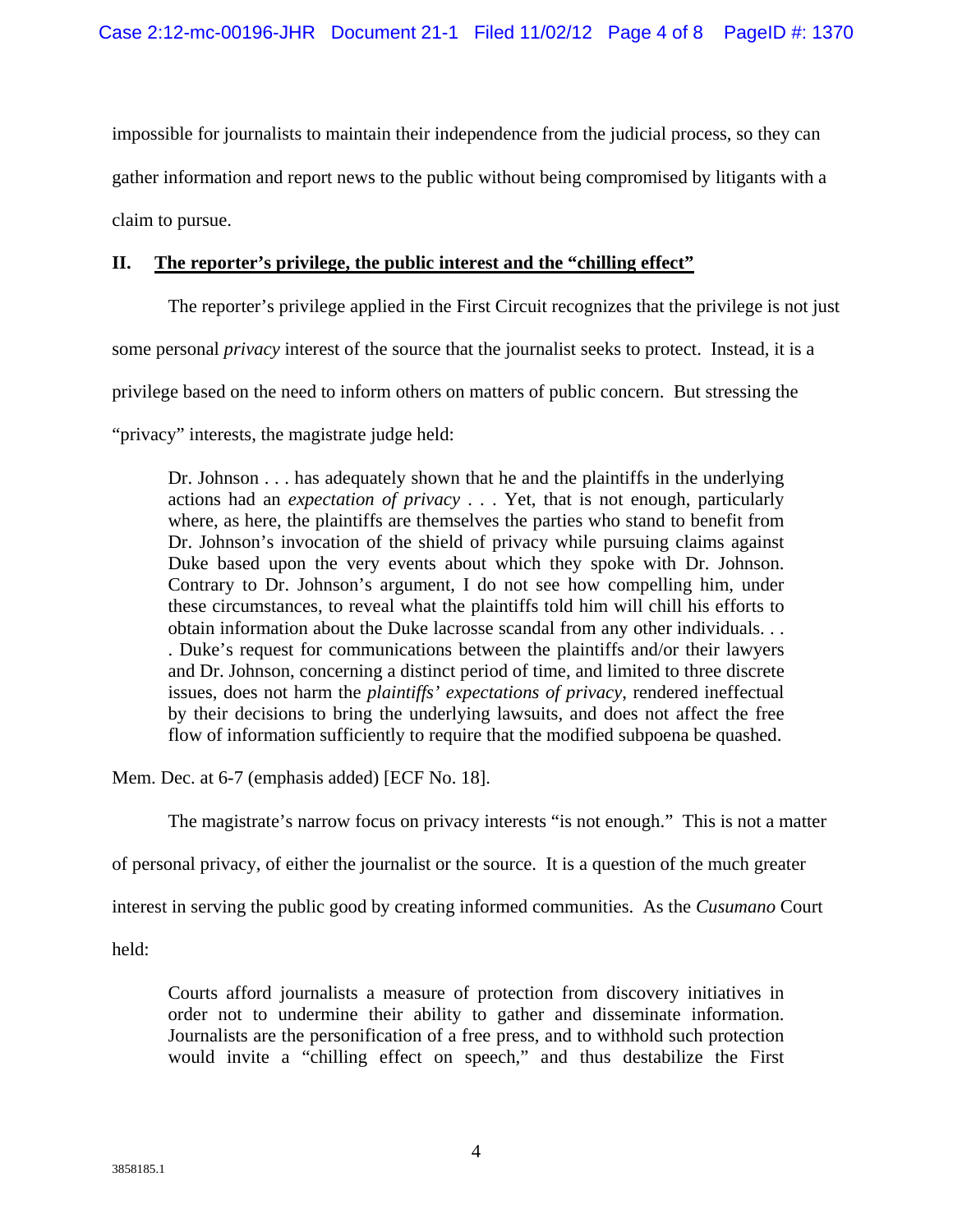impossible for journalists to maintain their independence from the judicial process, so they can gather information and report news to the public without being compromised by litigants with a claim to pursue.

## II. <u>The reporter's privilege, the public interest and the "chilling effect"</u>

The reporter's privilege applied in the First Circuit recognizes that the privilege is not just some personal *privacy* interest of the source that the journalist seeks to protect. Instead, it is a privilege based on the need to inform others on matters of public concern. But stressing the "privacy" interests, the magistrate judge held:

> Dr. Johnson . . . has adequately shown that he and the plaintiffs in the underlying actions had an *expectation of privacy* . . . Yet, that is not enough, particularly where, as here, the plaintiffs are themselves the parties who stand to benefit from Dr. Johnson's invocation of the shield of privacy while pursuing claims against Duke based upon the very events about which they spoke with Dr. Johnson. Contrary to Dr. Johnson's argument, I do not see how compelling him, under these circumstances, to reveal what the plaintiffs told him will chill his efforts to obtain information about the Duke lacrosse scandal from any other individuals. . . . Duke's request for communications between the plaintiffs and/or their lawyers and Dr. Johnson, concerning a distinct period of time, and limited to three discrete issues, does not harm the *plaintiffs' expectations of privacy*, rendered ineffectual by their decisions to bring the underlying lawsuits, and does not affect the free flow of information sufficiently to require that the modified subpoena be quashed.

Mem. Dec. at 6-7 (emphasis added) [ECF No. 18].

The magistrate's narrow focus on privacy interests "is not enough." This is not a matter of personal privacy, of either the journalist or the source. It is a question of the much greater interest in serving the public good by creating informed communities. As the *Cusumano* Court held:

> Courts afford journalists a measure of protection from discovery initiatives in order not to undermine their ability to gather and disseminate information. Journalists are the personification of a free press, and to withhold such protection would invite a "chilling effect on speech," and thus destabilize the First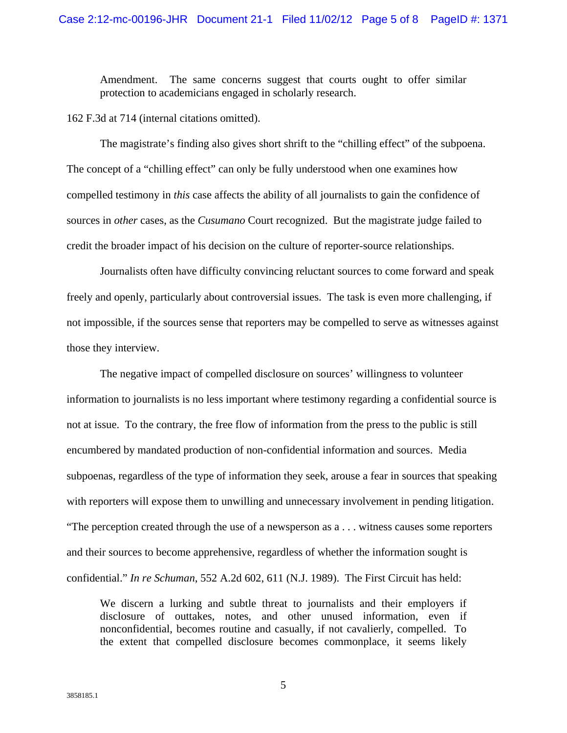> Amendment. The same concerns suggest that courts ought to offer similar protection to academicians engaged in scholarly research.

162 F.3d at 714 (internal citations omitted).

The magistrate's finding also gives short shrift to the "chilling effect" of the subpoena. The concept of a "chilling effect" can only be fully understood when one examines how compelled testimony in *this* case affects the ability of all journalists to gain the confidence of sources in *other* cases, as the *Cusumano* Court recognized. But the magistrate judge failed to credit the broader impact of his decision on the culture of reporter-source relationships.

Journalists often have difficulty convincing reluctant sources to come forward and speak freely and openly, particularly about controversial issues. The task is even more challenging, if not impossible, if the sources sense that reporters may be compelled to serve as witnesses against those they interview.

The negative impact of compelled disclosure on sources' willingness to volunteer information to journalists is no less important where testimony regarding a confidential source is not at issue. To the contrary, the free flow of information from the press to the public is still encumbered by mandated production of non-confidential information and sources. Media subpoenas, regardless of the type of information they seek, arouse a fear in sources that speaking with reporters will expose them to unwilling and unnecessary involvement in pending litigation. "The perception created through the use of a newsperson as a . . . witness causes some reporters and their sources to become apprehensive, regardless of whether the information sought is confidential." *In re Schuman*, 552 A.2d 602, 611 (N.J. 1989). The First Circuit has held:

> We discern a lurking and subtle threat to journalists and their employers if disclosure of outtakes, notes, and other unused information, even if nonconfidential, becomes routine and casually, if not cavalierly, compelled. To the extent that compelled disclosure becomes commonplace, it seems likely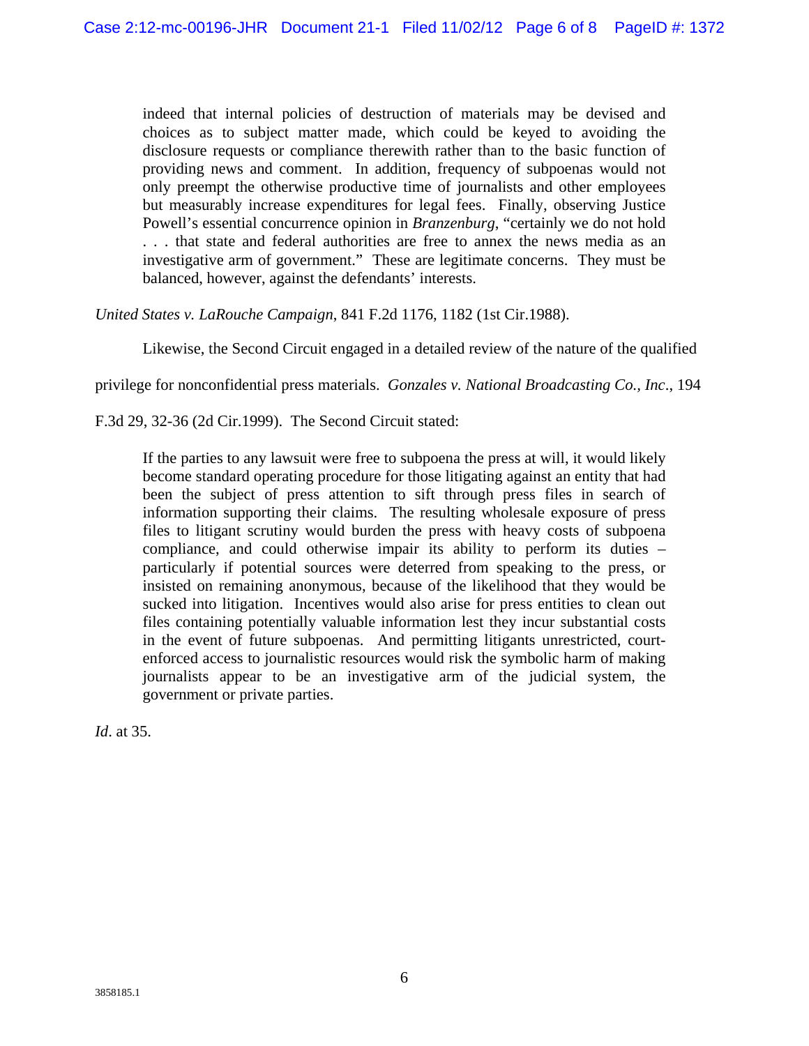> indeed that internal policies of destruction of materials may be devised and choices as to subject matter made, which could be keyed to avoiding the disclosure requests or compliance therewith rather than to the basic function of providing news and comment. In addition, frequency of subpoenas would not only preempt the otherwise productive time of journalists and other employees but measurably increase expenditures for legal fees. Finally, observing Justice Powell's essential concurrence opinion in *Branzenburg*, "certainly we do not hold . . . that state and federal authorities are free to annex the news media as an investigative arm of government." These are legitimate concerns. They must be balanced, however, against the defendants' interests.

*United States v. LaRouche Campaign*, 841 F.2d 1176, 1182 (1st Cir.1988).

Likewise, the Second Circuit engaged in a detailed review of the nature of the qualified privilege for nonconfidential press materials. *Gonzales v. National Broadcasting Co., Inc*., 194 F.3d 29, 32-36 (2d Cir.1999). The Second Circuit stated:

> If the parties to any lawsuit were free to subpoena the press at will, it would likely become standard operating procedure for those litigating against an entity that had been the subject of press attention to sift through press files in search of information supporting their claims. The resulting wholesale exposure of press files to litigant scrutiny would burden the press with heavy costs of subpoena compliance, and could otherwise impair its ability to perform its duties – particularly if potential sources were deterred from speaking to the press, or insisted on remaining anonymous, because of the likelihood that they would be sucked into litigation. Incentives would also arise for press entities to clean out files containing potentially valuable information lest they incur substantial costs in the event of future subpoenas. And permitting litigants unrestricted, court-enforced access to journalistic resources would risk the symbolic harm of making journalists appear to be an investigative arm of the judicial system, the government or private parties.

*Id*. at 35.

3858185.1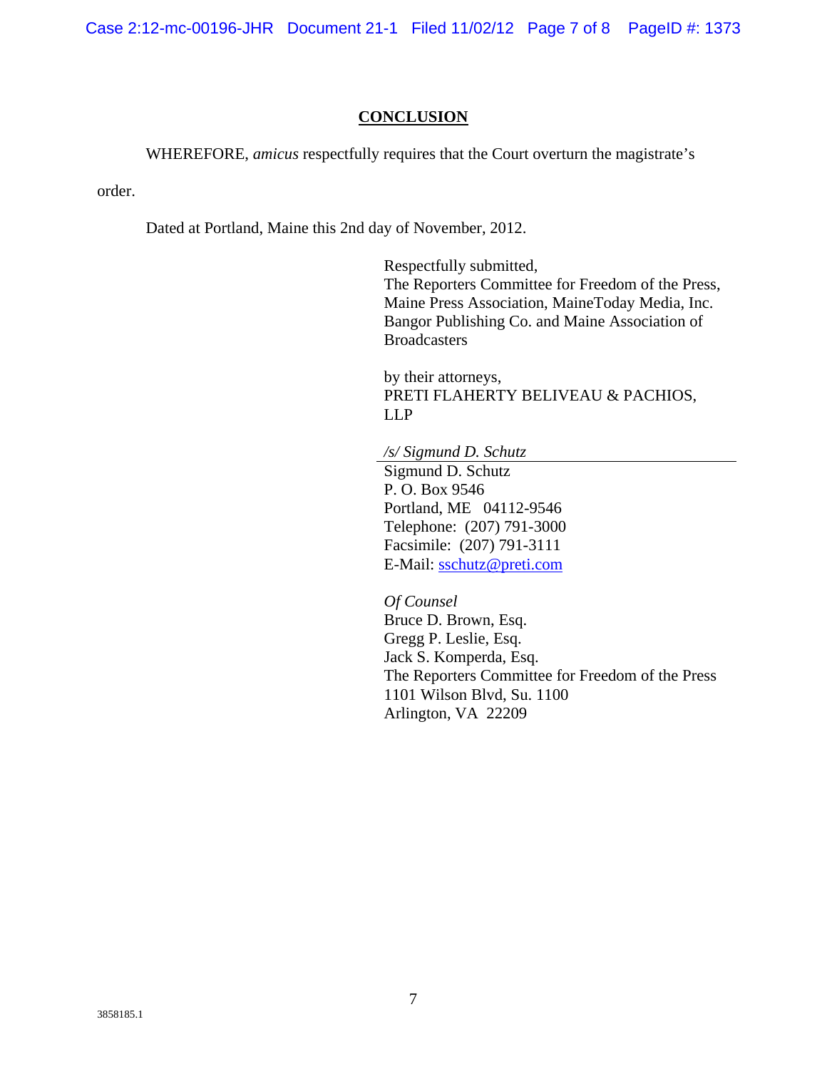## CONCLUSION

WHEREFORE, *amicus* respectfully requires that the Court overturn the magistrate's order.

Dated at Portland, Maine this 2nd day of November, 2012.

Respectfully submitted,
The Reporters Committee for Freedom of the Press, Maine Press Association, MaineToday Media, Inc. Bangor Publishing Co. and Maine Association of Broadcasters

by their attorneys,
PRETI FLAHERTY BELIVEAU & PACHIOS, LLP

*/s/ Sigmund D. Schutz*
Sigmund D. Schutz
P. O. Box 9546
Portland, ME 04112-9546
Telephone: (207) 791-3000
Facsimile: (207) 791-3111
E-Mail: sschutz@preti.com

*Of Counsel*
Bruce D. Brown, Esq.
Gregg P. Leslie, Esq.
Jack S. Komperda, Esq.
The Reporters Committee for Freedom of the Press
1101 Wilson Blvd, Su. 1100
Arlington, VA 22209

3858185.1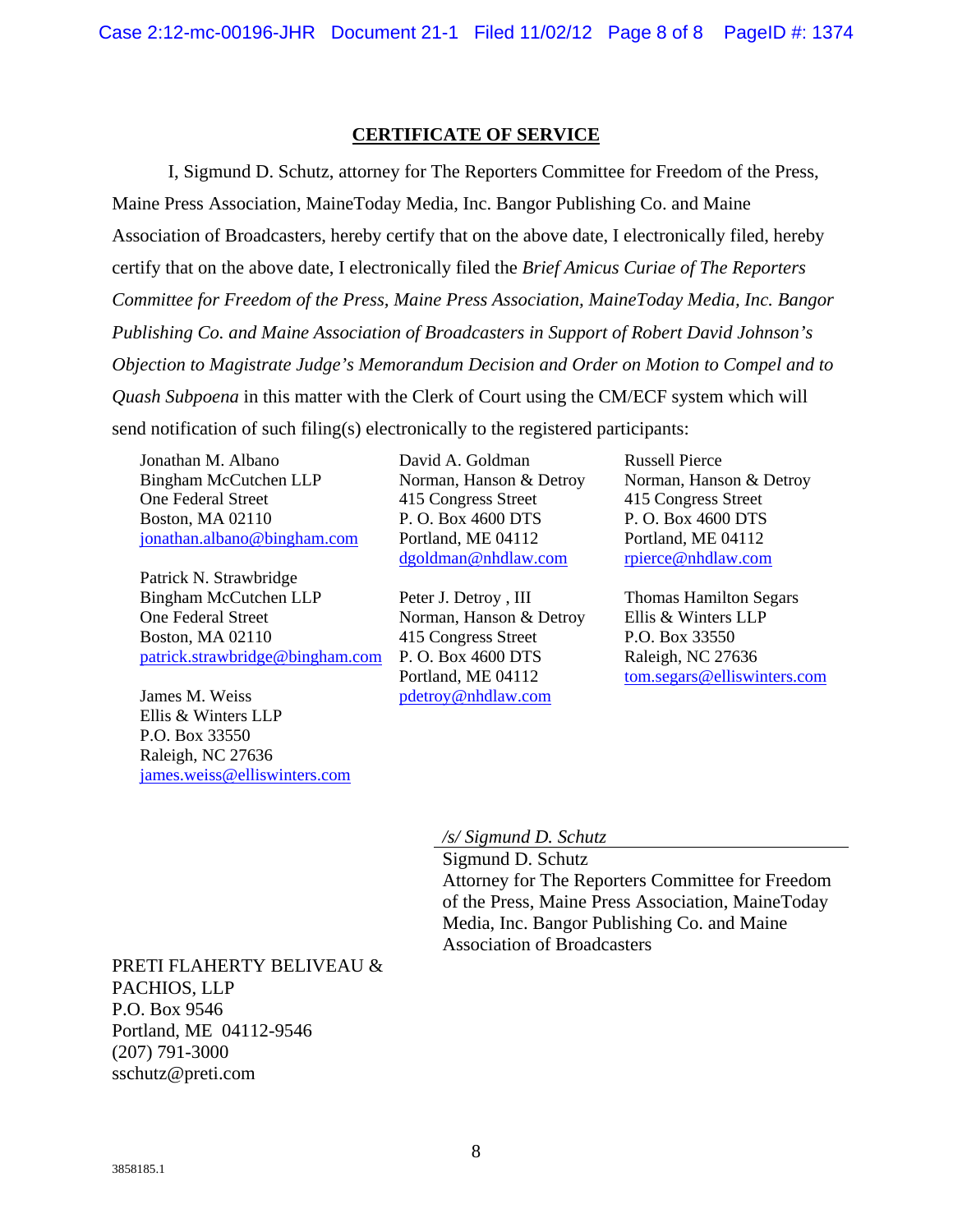## CERTIFICATE OF SERVICE

I, Sigmund D. Schutz, attorney for The Reporters Committee for Freedom of the Press, Maine Press Association, MaineToday Media, Inc. Bangor Publishing Co. and Maine Association of Broadcasters, hereby certify that on the above date, I electronically filed, hereby certify that on the above date, I electronically filed the *Brief Amicus Curiae of The Reporters Committee for Freedom of the Press, Maine Press Association, MaineToday Media, Inc. Bangor Publishing Co. and Maine Association of Broadcasters in Support of Robert David Johnson's Objection to Magistrate Judge's Memorandum Decision and Order on Motion to Compel and to Quash Subpoena* in this matter with the Clerk of Court using the CM/ECF system which will send notification of such filing(s) electronically to the registered participants:

Jonathan M. Albano
Bingham McCutchen LLP
One Federal Street
Boston, MA 02110
jonathan.albano@bingham.com

Patrick N. Strawbridge
Bingham McCutchen LLP
One Federal Street
Boston, MA 02110
patrick.strawbridge@bingham.com

James M. Weiss
Ellis & Winters LLP
P.O. Box 33550
Raleigh, NC 27636
james.weiss@elliswinters.com

David A. Goldman
Norman, Hanson & Detroy
415 Congress Street
P. O. Box 4600 DTS
Portland, ME 04112
dgoldman@nhdlaw.com

Peter J. Detroy , III
Norman, Hanson & Detroy
415 Congress Street
P. O. Box 4600 DTS
Portland, ME 04112
pdetroy@nhdlaw.com

Russell Pierce
Norman, Hanson & Detroy
415 Congress Street
P. O. Box 4600 DTS
Portland, ME 04112
rpierce@nhdlaw.com

Thomas Hamilton Segars
Ellis & Winters LLP
P.O. Box 33550
Raleigh, NC 27636
tom.segars@elliswinters.com

*/s/ Sigmund D. Schutz*
Sigmund D. Schutz
Attorney for The Reporters Committee for Freedom of the Press, Maine Press Association, MaineToday Media, Inc. Bangor Publishing Co. and Maine Association of Broadcasters

PRETI FLAHERTY BELIVEAU & PACHIOS, LLP
P.O. Box 9546
Portland, ME 04112-9546
(207) 791-3000
sschutz@preti.com

3858185.1